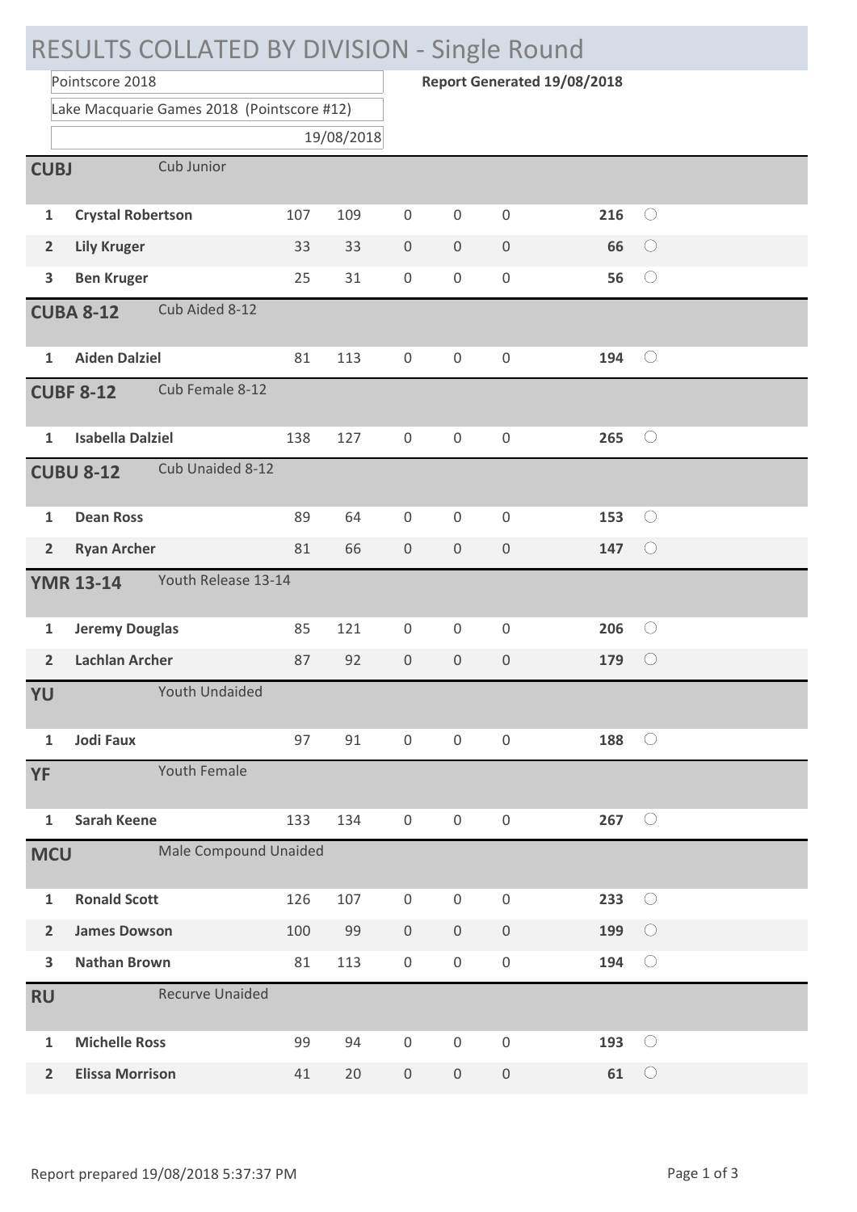# RESULTS COLLATED BY DIVISION - Single Round

Pointscore 2018

Lake Macquarie Games 2018 (Pointscore #12)

19/08/2018

**Report Generated 19/08/2018**

| | | | | | | | | |
|---|---|---|---|---|---|---|---|---|
| **CUBJ** | Cub Junior | | | | | | | |
| 1 | **Crystal Robertson** | 107 | 109 | 0 | 0 | 0 | **216** | ○ |
| 2 | **Lily Kruger** | 33 | 33 | 0 | 0 | 0 | **66** | ○ |
| 3 | **Ben Kruger** | 25 | 31 | 0 | 0 | 0 | **56** | ○ |
| **CUBA 8-12** | Cub Aided 8-12 | | | | | | | |
| 1 | **Aiden Dalziel** | 81 | 113 | 0 | 0 | 0 | **194** | ○ |
| **CUBF 8-12** | Cub Female 8-12 | | | | | | | |
| 1 | **Isabella Dalziel** | 138 | 127 | 0 | 0 | 0 | **265** | ○ |
| **CUBU 8-12** | Cub Unaided 8-12 | | | | | | | |
| 1 | **Dean Ross** | 89 | 64 | 0 | 0 | 0 | **153** | ○ |
| 2 | **Ryan Archer** | 81 | 66 | 0 | 0 | 0 | **147** | ○ |
| **YMR 13-14** | Youth Release 13-14 | | | | | | | |
| 1 | **Jeremy Douglas** | 85 | 121 | 0 | 0 | 0 | **206** | ○ |
| 2 | **Lachlan Archer** | 87 | 92 | 0 | 0 | 0 | **179** | ○ |
| **YU** | Youth Undaided | | | | | | | |
| 1 | **Jodi Faux** | 97 | 91 | 0 | 0 | 0 | **188** | ○ |
| **YF** | Youth Female | | | | | | | |
| 1 | **Sarah Keene** | 133 | 134 | 0 | 0 | 0 | **267** | ○ |
| **MCU** | Male Compound Unaided | | | | | | | |
| 1 | **Ronald Scott** | 126 | 107 | 0 | 0 | 0 | **233** | ○ |
| 2 | **James Dowson** | 100 | 99 | 0 | 0 | 0 | **199** | ○ |
| 3 | **Nathan Brown** | 81 | 113 | 0 | 0 | 0 | **194** | ○ |
| **RU** | Recurve Unaided | | | | | | | |
| 1 | **Michelle Ross** | 99 | 94 | 0 | 0 | 0 | **193** | ○ |
| 2 | **Elissa Morrison** | 41 | 20 | 0 | 0 | 0 | **61** | ○ |

Report prepared 19/08/2018 5:37:37 PM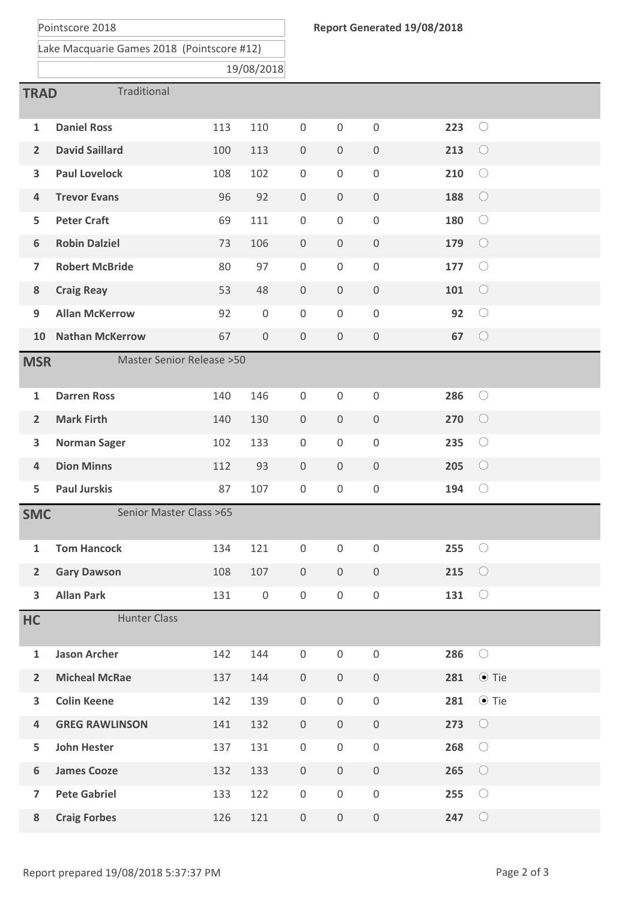Pointscore 2018

**Report Generated 19/08/2018**

Lake Macquarie Games 2018 (Pointscore #12)

19/08/2018

## TRAD — Traditional

| | | | | | | | | |
|---|---|---|---|---|---|---|---|---|
| 1 | **Daniel Ross** | 113 | 110 | 0 | 0 | 0 | **223** | ○ |
| 2 | **David Saillard** | 100 | 113 | 0 | 0 | 0 | **213** | ○ |
| 3 | **Paul Lovelock** | 108 | 102 | 0 | 0 | 0 | **210** | ○ |
| 4 | **Trevor Evans** | 96 | 92 | 0 | 0 | 0 | **188** | ○ |
| 5 | **Peter Craft** | 69 | 111 | 0 | 0 | 0 | **180** | ○ |
| 6 | **Robin Dalziel** | 73 | 106 | 0 | 0 | 0 | **179** | ○ |
| 7 | **Robert McBride** | 80 | 97 | 0 | 0 | 0 | **177** | ○ |
| 8 | **Craig Reay** | 53 | 48 | 0 | 0 | 0 | **101** | ○ |
| 9 | **Allan McKerrow** | 92 | 0 | 0 | 0 | 0 | **92** | ○ |
| 10 | **Nathan McKerrow** | 67 | 0 | 0 | 0 | 0 | **67** | ○ |

## MSR — Master Senior Release >50

| | | | | | | | | |
|---|---|---|---|---|---|---|---|---|
| 1 | **Darren Ross** | 140 | 146 | 0 | 0 | 0 | **286** | ○ |
| 2 | **Mark Firth** | 140 | 130 | 0 | 0 | 0 | **270** | ○ |
| 3 | **Norman Sager** | 102 | 133 | 0 | 0 | 0 | **235** | ○ |
| 4 | **Dion Minns** | 112 | 93 | 0 | 0 | 0 | **205** | ○ |
| 5 | **Paul Jurskis** | 87 | 107 | 0 | 0 | 0 | **194** | ○ |

## SMC — Senior Master Class >65

| | | | | | | | | |
|---|---|---|---|---|---|---|---|---|
| 1 | **Tom Hancock** | 134 | 121 | 0 | 0 | 0 | **255** | ○ |
| 2 | **Gary Dawson** | 108 | 107 | 0 | 0 | 0 | **215** | ○ |
| 3 | **Allan Park** | 131 | 0 | 0 | 0 | 0 | **131** | ○ |

## HC — Hunter Class

| | | | | | | | | |
|---|---|---|---|---|---|---|---|---|
| 1 | **Jason Archer** | 142 | 144 | 0 | 0 | 0 | **286** | ○ |
| 2 | **Micheal McRae** | 137 | 144 | 0 | 0 | 0 | **281** | ◉ Tie |
| 3 | **Colin Keene** | 142 | 139 | 0 | 0 | 0 | **281** | ◉ Tie |
| 4 | **GREG RAWLINSON** | 141 | 132 | 0 | 0 | 0 | **273** | ○ |
| 5 | **John Hester** | 137 | 131 | 0 | 0 | 0 | **268** | ○ |
| 6 | **James Cooze** | 132 | 133 | 0 | 0 | 0 | **265** | ○ |
| 7 | **Pete Gabriel** | 133 | 122 | 0 | 0 | 0 | **255** | ○ |
| 8 | **Craig Forbes** | 126 | 121 | 0 | 0 | 0 | **247** | ○ |

Report prepared 19/08/2018 5:37:37 PM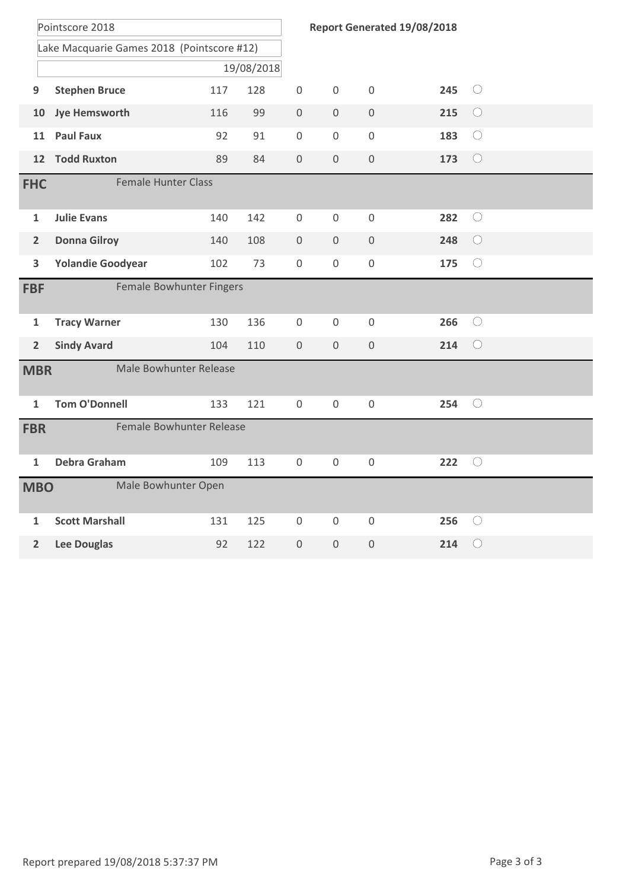Pointscore 2018

Lake Macquarie Games 2018 (Pointscore #12)

19/08/2018

**Report Generated 19/08/2018**

| | | | | | | | | |
|---|---|---|---|---|---|---|---|---|
| 9 | **Stephen Bruce** | 117 | 128 | 0 | 0 | 0 | **245** | ○ |
| 10 | **Jye Hemsworth** | 116 | 99 | 0 | 0 | 0 | **215** | ○ |
| 11 | **Paul Faux** | 92 | 91 | 0 | 0 | 0 | **183** | ○ |
| 12 | **Todd Ruxton** | 89 | 84 | 0 | 0 | 0 | **173** | ○ |
| **FHC** | Female Hunter Class | | | | | | | |
| 1 | **Julie Evans** | 140 | 142 | 0 | 0 | 0 | **282** | ○ |
| 2 | **Donna Gilroy** | 140 | 108 | 0 | 0 | 0 | **248** | ○ |
| 3 | **Yolandie Goodyear** | 102 | 73 | 0 | 0 | 0 | **175** | ○ |
| **FBF** | Female Bowhunter Fingers | | | | | | | |
| 1 | **Tracy Warner** | 130 | 136 | 0 | 0 | 0 | **266** | ○ |
| 2 | **Sindy Avard** | 104 | 110 | 0 | 0 | 0 | **214** | ○ |
| **MBR** | Male Bowhunter Release | | | | | | | |
| 1 | **Tom O'Donnell** | 133 | 121 | 0 | 0 | 0 | **254** | ○ |
| **FBR** | Female Bowhunter Release | | | | | | | |
| 1 | **Debra Graham** | 109 | 113 | 0 | 0 | 0 | **222** | ○ |
| **MBO** | Male Bowhunter Open | | | | | | | |
| 1 | **Scott Marshall** | 131 | 125 | 0 | 0 | 0 | **256** | ○ |
| 2 | **Lee Douglas** | 92 | 122 | 0 | 0 | 0 | **214** | ○ |

Report prepared 19/08/2018 5:37:37 PM